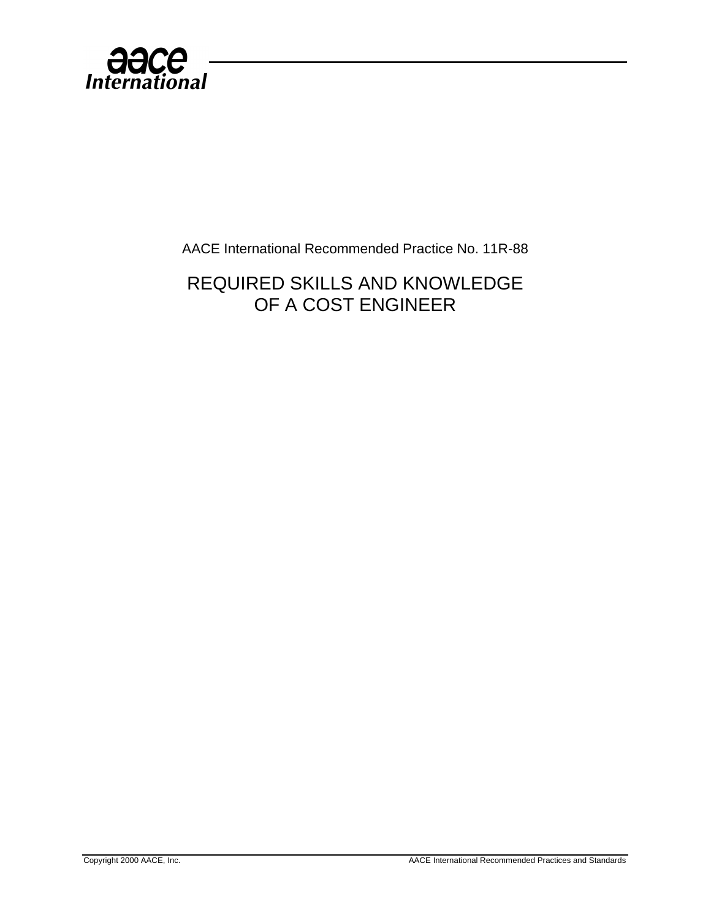aace International

AACE International Recommended Practice No. 11R-88

# REQUIRED SKILLS AND KNOWLEDGE OF A COST ENGINEER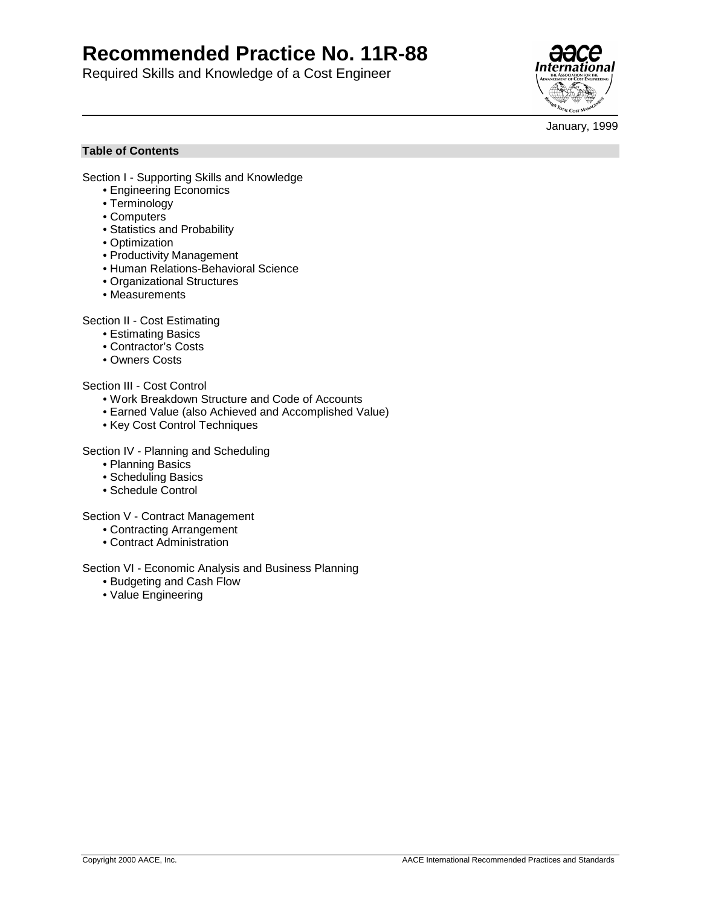# Recommended Practice No. 11R-88

Required Skills and Knowledge of a Cost Engineer

January, 1999

**Table of Contents**

Section I - Supporting Skills and Knowledge
- Engineering Economics
- Terminology
- Computers
- Statistics and Probability
- Optimization
- Productivity Management
- Human Relations-Behavioral Science
- Organizational Structures
- Measurements

Section II - Cost Estimating
- Estimating Basics
- Contractor's Costs
- Owners Costs

Section III - Cost Control
- Work Breakdown Structure and Code of Accounts
- Earned Value (also Achieved and Accomplished Value)
- Key Cost Control Techniques

Section IV - Planning and Scheduling
- Planning Basics
- Scheduling Basics
- Schedule Control

Section V - Contract Management
- Contracting Arrangement
- Contract Administration

Section VI - Economic Analysis and Business Planning
- Budgeting and Cash Flow
- Value Engineering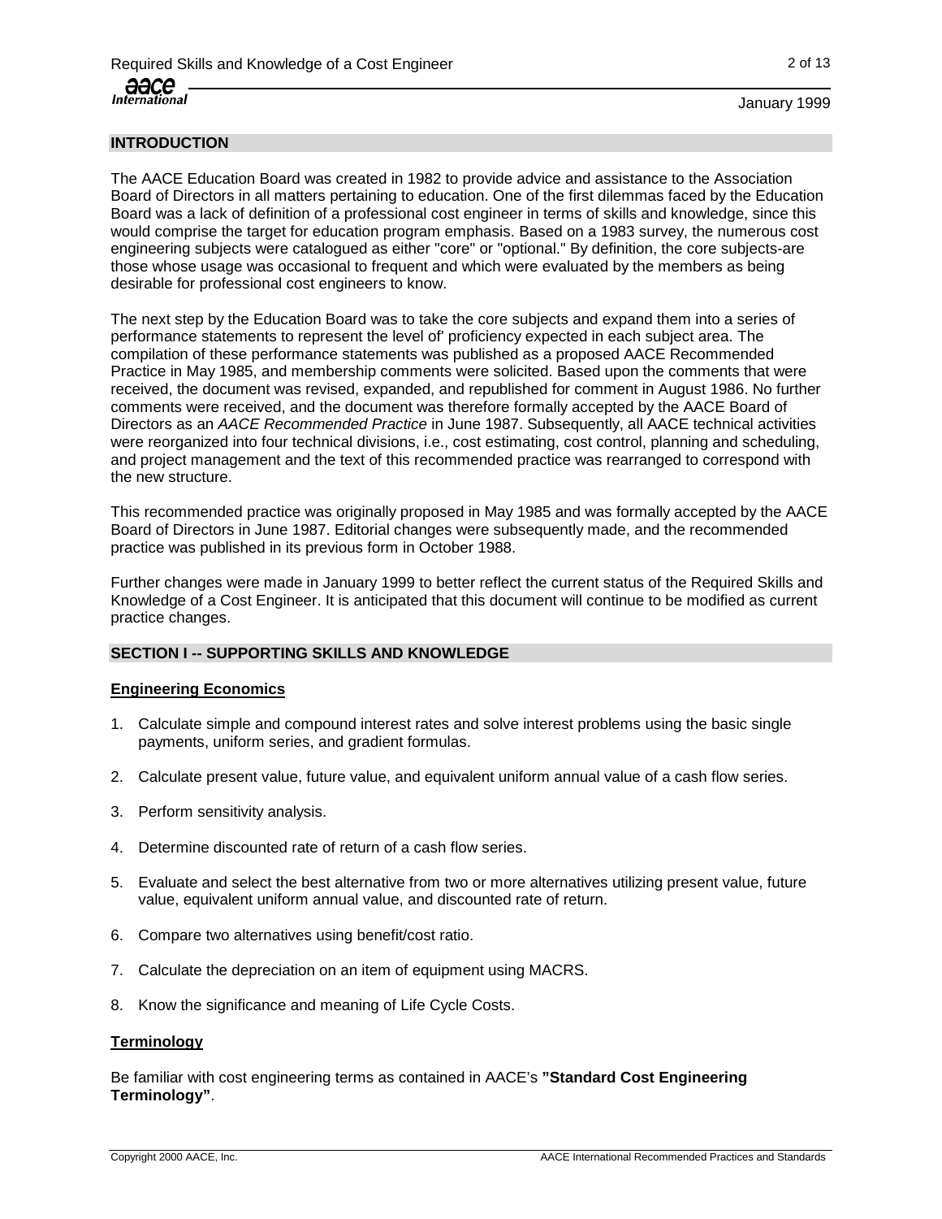## INTRODUCTION

The AACE Education Board was created in 1982 to provide advice and assistance to the Association Board of Directors in all matters pertaining to education. One of the first dilemmas faced by the Education Board was a lack of definition of a professional cost engineer in terms of skills and knowledge, since this would comprise the target for education program emphasis. Based on a 1983 survey, the numerous cost engineering subjects were catalogued as either "core" or "optional." By definition, the core subjects-are those whose usage was occasional to frequent and which were evaluated by the members as being desirable for professional cost engineers to know.

The next step by the Education Board was to take the core subjects and expand them into a series of performance statements to represent the level of' proficiency expected in each subject area. The compilation of these performance statements was published as a proposed AACE Recommended Practice in May 1985, and membership comments were solicited. Based upon the comments that were received, the document was revised, expanded, and republished for comment in August 1986. No further comments were received, and the document was therefore formally accepted by the AACE Board of Directors as an *AACE Recommended Practice* in June 1987. Subsequently, all AACE technical activities were reorganized into four technical divisions, i.e., cost estimating, cost control, planning and scheduling, and project management and the text of this recommended practice was rearranged to correspond with the new structure.

This recommended practice was originally proposed in May 1985 and was formally accepted by the AACE Board of Directors in June 1987. Editorial changes were subsequently made, and the recommended practice was published in its previous form in October 1988.

Further changes were made in January 1999 to better reflect the current status of the Required Skills and Knowledge of a Cost Engineer. It is anticipated that this document will continue to be modified as current practice changes.

## SECTION I -- SUPPORTING SKILLS AND KNOWLEDGE

### Engineering Economics

1. Calculate simple and compound interest rates and solve interest problems using the basic single payments, uniform series, and gradient formulas.
2. Calculate present value, future value, and equivalent uniform annual value of a cash flow series.
3. Perform sensitivity analysis.
4. Determine discounted rate of return of a cash flow series.
5. Evaluate and select the best alternative from two or more alternatives utilizing present value, future value, equivalent uniform annual value, and discounted rate of return.
6. Compare two alternatives using benefit/cost ratio.
7. Calculate the depreciation on an item of equipment using MACRS.
8. Know the significance and meaning of Life Cycle Costs.

### Terminology

Be familiar with cost engineering terms as contained in AACE's **"Standard Cost Engineering Terminology"**.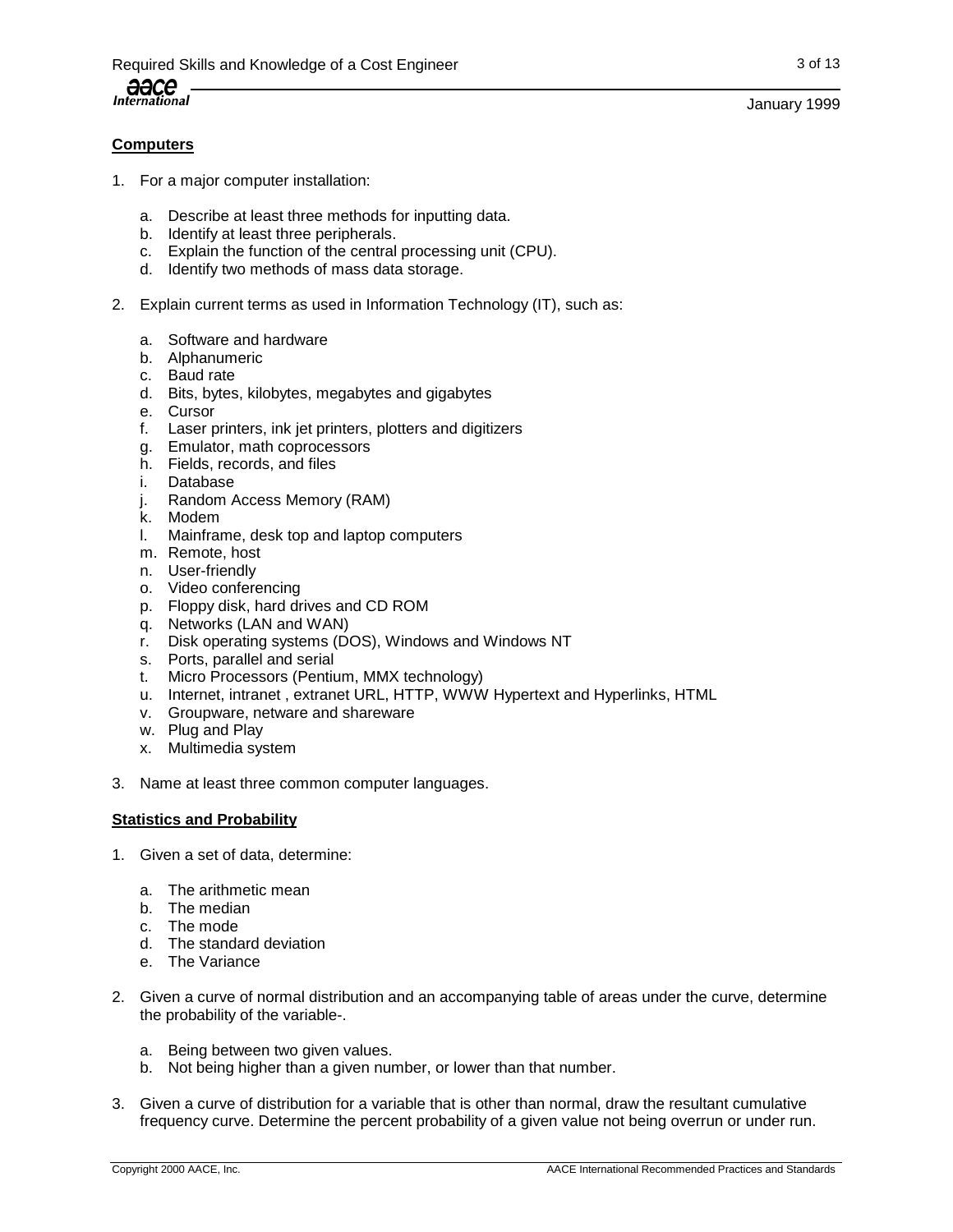**Computers**

1. For a major computer installation:

   a. Describe at least three methods for inputting data.
   b. Identify at least three peripherals.
   c. Explain the function of the central processing unit (CPU).
   d. Identify two methods of mass data storage.

2. Explain current terms as used in Information Technology (IT), such as:

   a. Software and hardware
   b. Alphanumeric
   c. Baud rate
   d. Bits, bytes, kilobytes, megabytes and gigabytes
   e. Cursor
   f. Laser printers, ink jet printers, plotters and digitizers
   g. Emulator, math coprocessors
   h. Fields, records, and files
   i. Database
   j. Random Access Memory (RAM)
   k. Modem
   l. Mainframe, desk top and laptop computers
   m. Remote, host
   n. User-friendly
   o. Video conferencing
   p. Floppy disk, hard drives and CD ROM
   q. Networks (LAN and WAN)
   r. Disk operating systems (DOS), Windows and Windows NT
   s. Ports, parallel and serial
   t. Micro Processors (Pentium, MMX technology)
   u. Internet, intranet , extranet URL, HTTP, WWW Hypertext and Hyperlinks, HTML
   v. Groupware, netware and shareware
   w. Plug and Play
   x. Multimedia system

3. Name at least three common computer languages.

**Statistics and Probability**

1. Given a set of data, determine:

   a. The arithmetic mean
   b. The median
   c. The mode
   d. The standard deviation
   e. The Variance

2. Given a curve of normal distribution and an accompanying table of areas under the curve, determine the probability of the variable-.

   a. Being between two given values.
   b. Not being higher than a given number, or lower than that number.

3. Given a curve of distribution for a variable that is other than normal, draw the resultant cumulative frequency curve. Determine the percent probability of a given value not being overrun or under run.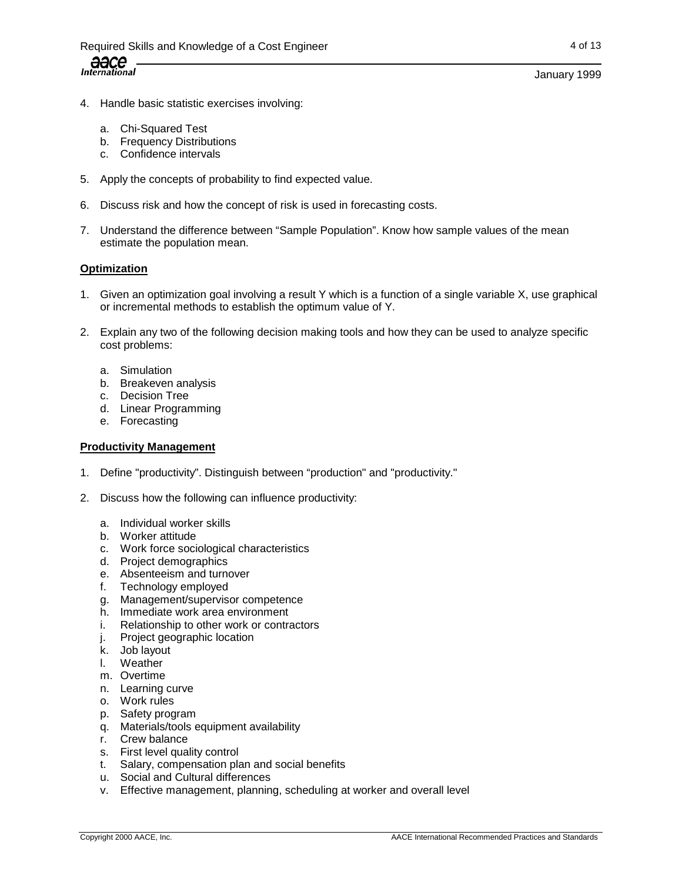4. Handle basic statistic exercises involving:

   a. Chi-Squared Test
   b. Frequency Distributions
   c. Confidence intervals

5. Apply the concepts of probability to find expected value.

6. Discuss risk and how the concept of risk is used in forecasting costs.

7. Understand the difference between “Sample Population”. Know how sample values of the mean estimate the population mean.

**Optimization**

1. Given an optimization goal involving a result Y which is a function of a single variable X, use graphical or incremental methods to establish the optimum value of Y.

2. Explain any two of the following decision making tools and how they can be used to analyze specific cost problems:

   a. Simulation
   b. Breakeven analysis
   c. Decision Tree
   d. Linear Programming
   e. Forecasting

**Productivity Management**

1. Define "productivity”. Distinguish between “production" and "productivity."

2. Discuss how the following can influence productivity:

   a. Individual worker skills
   b. Worker attitude
   c. Work force sociological characteristics
   d. Project demographics
   e. Absenteeism and turnover
   f. Technology employed
   g. Management/supervisor competence
   h. Immediate work area environment
   i. Relationship to other work or contractors
   j. Project geographic location
   k. Job layout
   l. Weather
   m. Overtime
   n. Learning curve
   o. Work rules
   p. Safety program
   q. Materials/tools equipment availability
   r. Crew balance
   s. First level quality control
   t. Salary, compensation plan and social benefits
   u. Social and Cultural differences
   v. Effective management, planning, scheduling at worker and overall level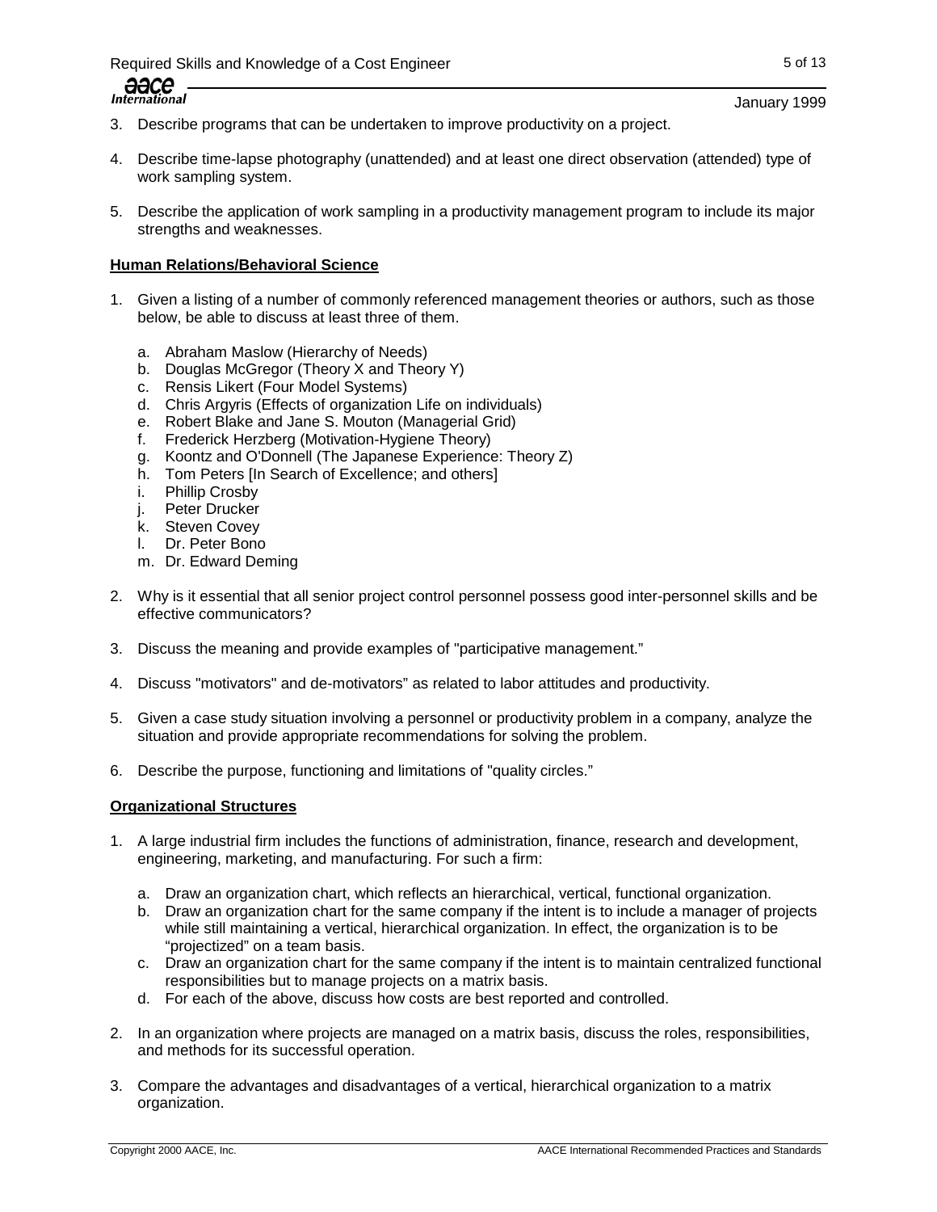3. Describe programs that can be undertaken to improve productivity on a project.

4. Describe time-lapse photography (unattended) and at least one direct observation (attended) type of work sampling system.

5. Describe the application of work sampling in a productivity management program to include its major strengths and weaknesses.

**Human Relations/Behavioral Science**

1. Given a listing of a number of commonly referenced management theories or authors, such as those below, be able to discuss at least three of them.

   a. Abraham Maslow (Hierarchy of Needs)
   b. Douglas McGregor (Theory X and Theory Y)
   c. Rensis Likert (Four Model Systems)
   d. Chris Argyris (Effects of organization Life on individuals)
   e. Robert Blake and Jane S. Mouton (Managerial Grid)
   f. Frederick Herzberg (Motivation-Hygiene Theory)
   g. Koontz and O'Donnell (The Japanese Experience: Theory Z)
   h. Tom Peters [In Search of Excellence; and others]
   i. Phillip Crosby
   j. Peter Drucker
   k. Steven Covey
   l. Dr. Peter Bono
   m. Dr. Edward Deming

2. Why is it essential that all senior project control personnel possess good inter-personnel skills and be effective communicators?

3. Discuss the meaning and provide examples of "participative management."

4. Discuss "motivators" and de-motivators" as related to labor attitudes and productivity.

5. Given a case study situation involving a personnel or productivity problem in a company, analyze the situation and provide appropriate recommendations for solving the problem.

6. Describe the purpose, functioning and limitations of "quality circles."

**Organizational Structures**

1. A large industrial firm includes the functions of administration, finance, research and development, engineering, marketing, and manufacturing. For such a firm:

   a. Draw an organization chart, which reflects an hierarchical, vertical, functional organization.
   b. Draw an organization chart for the same company if the intent is to include a manager of projects while still maintaining a vertical, hierarchical organization. In effect, the organization is to be "projectized" on a team basis.
   c. Draw an organization chart for the same company if the intent is to maintain centralized functional responsibilities but to manage projects on a matrix basis.
   d. For each of the above, discuss how costs are best reported and controlled.

2. In an organization where projects are managed on a matrix basis, discuss the roles, responsibilities, and methods for its successful operation.

3. Compare the advantages and disadvantages of a vertical, hierarchical organization to a matrix organization.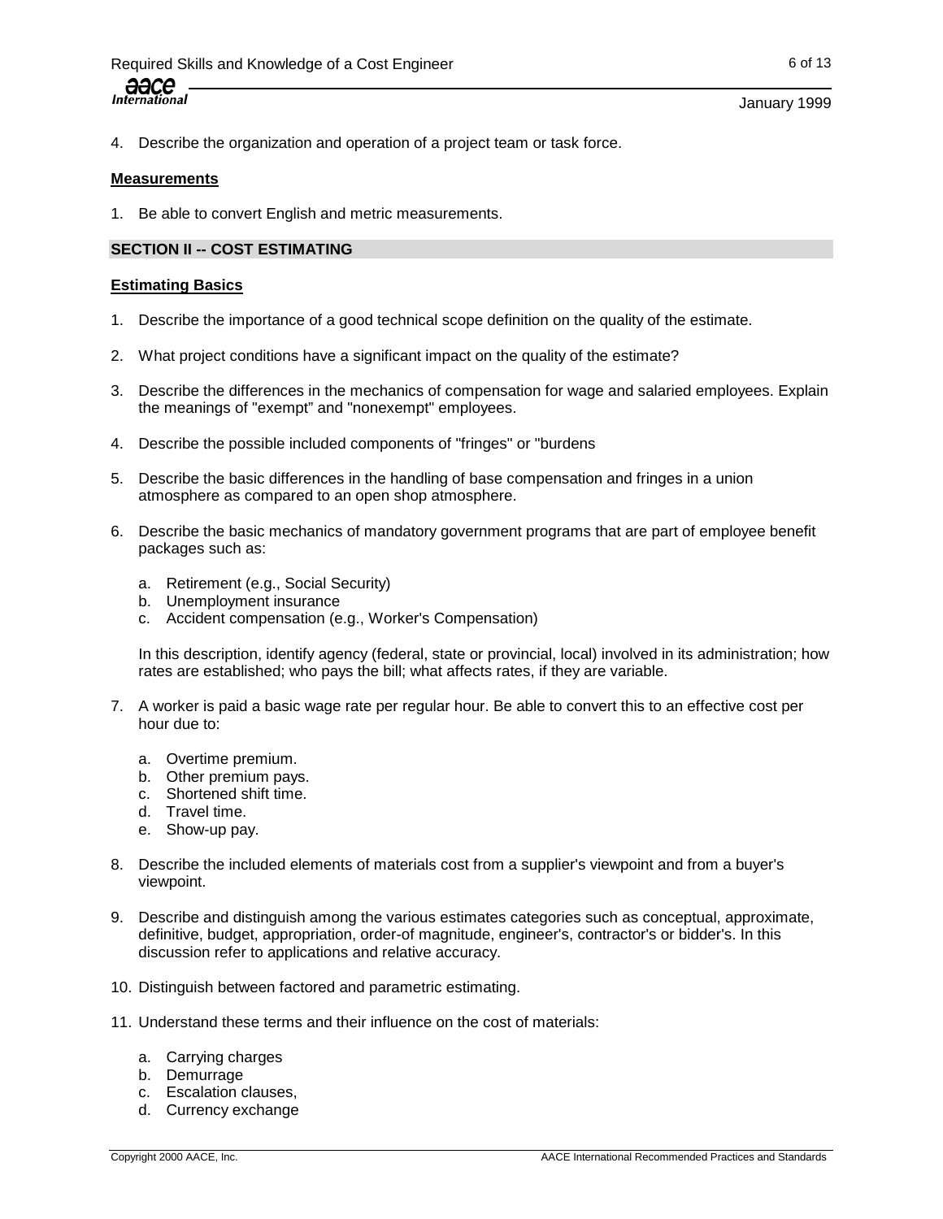4. Describe the organization and operation of a project team or task force.

**Measurements**

1. Be able to convert English and metric measurements.

## SECTION II -- COST ESTIMATING

**Estimating Basics**

1. Describe the importance of a good technical scope definition on the quality of the estimate.

2. What project conditions have a significant impact on the quality of the estimate?

3. Describe the differences in the mechanics of compensation for wage and salaried employees. Explain the meanings of "exempt" and "nonexempt" employees.

4. Describe the possible included components of "fringes" or "burdens

5. Describe the basic differences in the handling of base compensation and fringes in a union atmosphere as compared to an open shop atmosphere.

6. Describe the basic mechanics of mandatory government programs that are part of employee benefit packages such as:

   a. Retirement (e.g., Social Security)
   b. Unemployment insurance
   c. Accident compensation (e.g., Worker's Compensation)

   In this description, identify agency (federal, state or provincial, local) involved in its administration; how rates are established; who pays the bill; what affects rates, if they are variable.

7. A worker is paid a basic wage rate per regular hour. Be able to convert this to an effective cost per hour due to:

   a. Overtime premium.
   b. Other premium pays.
   c. Shortened shift time.
   d. Travel time.
   e. Show-up pay.

8. Describe the included elements of materials cost from a supplier's viewpoint and from a buyer's viewpoint.

9. Describe and distinguish among the various estimates categories such as conceptual, approximate, definitive, budget, appropriation, order-of magnitude, engineer's, contractor's or bidder's. In this discussion refer to applications and relative accuracy.

10. Distinguish between factored and parametric estimating.

11. Understand these terms and their influence on the cost of materials:

    a. Carrying charges
    b. Demurrage
    c. Escalation clauses,
    d. Currency exchange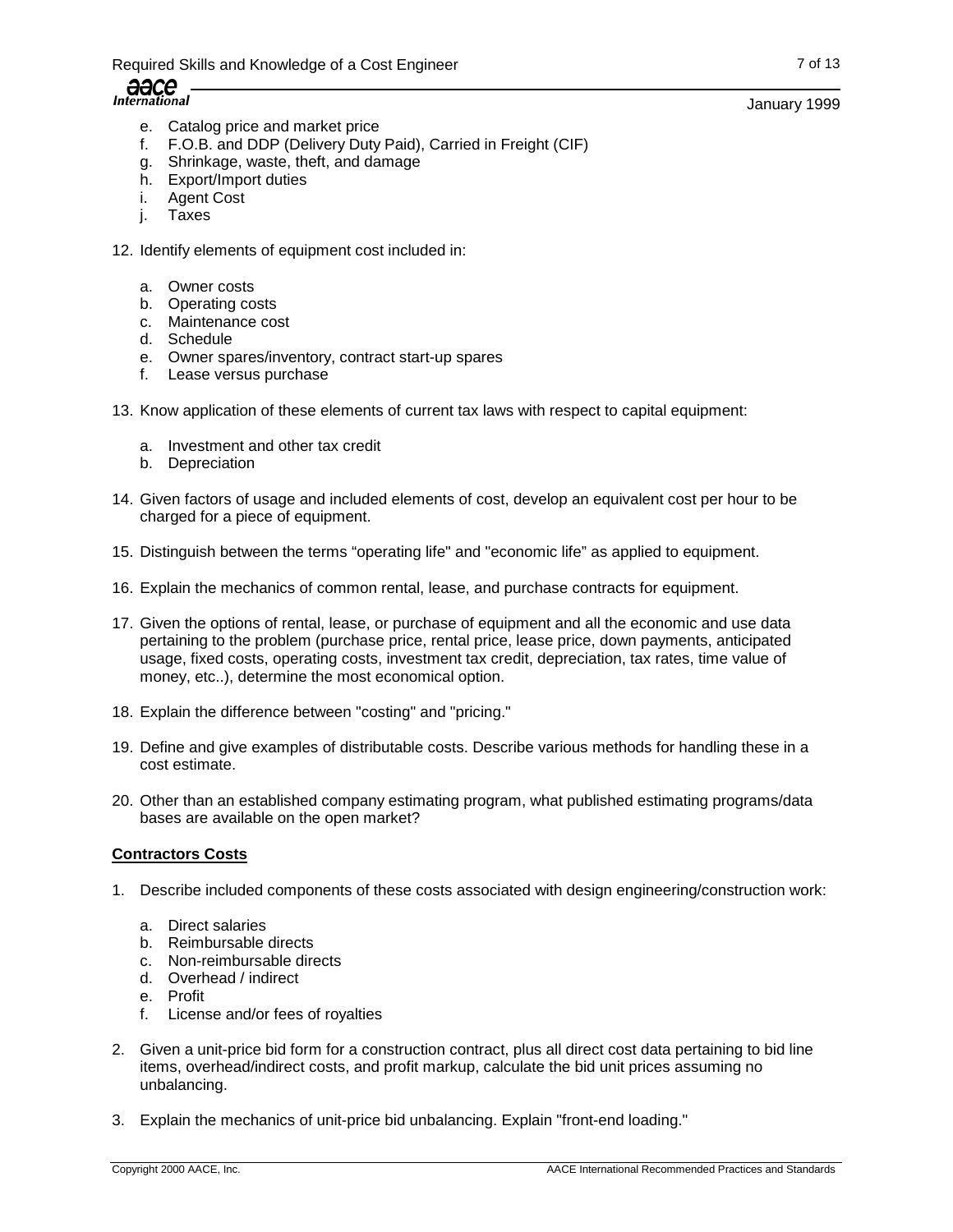e. Catalog price and market price
   f. F.O.B. and DDP (Delivery Duty Paid), Carried in Freight (CIF)
   g. Shrinkage, waste, theft, and damage
   h. Export/Import duties
   i. Agent Cost
   j. Taxes

12. Identify elements of equipment cost included in:

    a. Owner costs
    b. Operating costs
    c. Maintenance cost
    d. Schedule
    e. Owner spares/inventory, contract start-up spares
    f. Lease versus purchase

13. Know application of these elements of current tax laws with respect to capital equipment:

    a. Investment and other tax credit
    b. Depreciation

14. Given factors of usage and included elements of cost, develop an equivalent cost per hour to be charged for a piece of equipment.

15. Distinguish between the terms “operating life" and "economic life” as applied to equipment.

16. Explain the mechanics of common rental, lease, and purchase contracts for equipment.

17. Given the options of rental, lease, or purchase of equipment and all the economic and use data pertaining to the problem (purchase price, rental price, lease price, down payments, anticipated usage, fixed costs, operating costs, investment tax credit, depreciation, tax rates, time value of money, etc..), determine the most economical option.

18. Explain the difference between "costing" and "pricing."

19. Define and give examples of distributable costs. Describe various methods for handling these in a cost estimate.

20. Other than an established company estimating program, what published estimating programs/data bases are available on the open market?

**Contractors Costs**

1. Describe included components of these costs associated with design engineering/construction work:

   a. Direct salaries
   b. Reimbursable directs
   c. Non-reimbursable directs
   d. Overhead / indirect
   e. Profit
   f. License and/or fees of royalties

2. Given a unit-price bid form for a construction contract, plus all direct cost data pertaining to bid line items, overhead/indirect costs, and profit markup, calculate the bid unit prices assuming no unbalancing.

3. Explain the mechanics of unit-price bid unbalancing. Explain "front-end loading."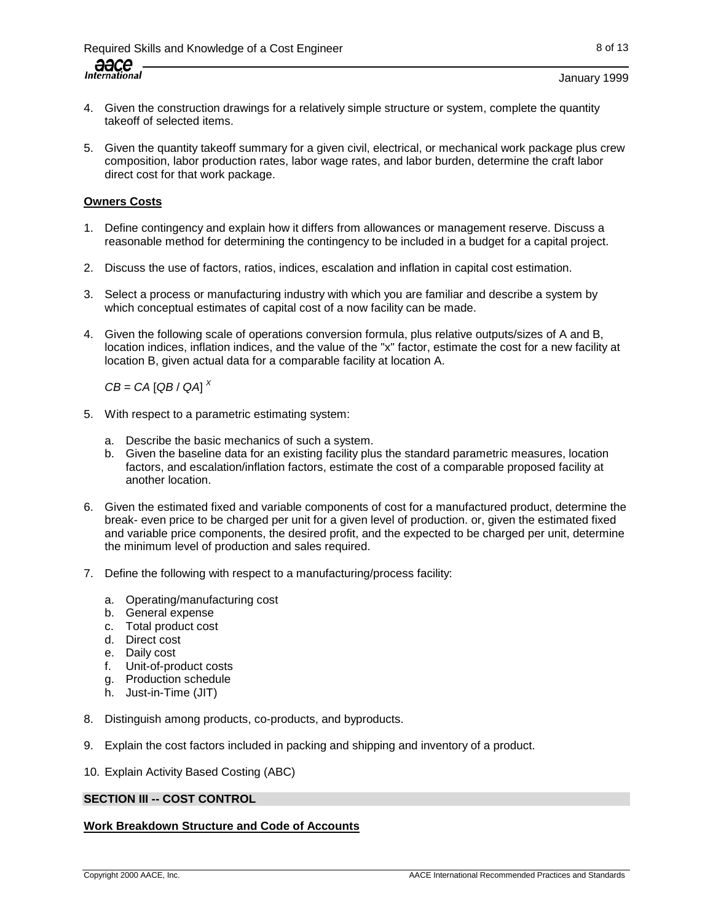4. Given the construction drawings for a relatively simple structure or system, complete the quantity takeoff of selected items.

5. Given the quantity takeoff summary for a given civil, electrical, or mechanical work package plus crew composition, labor production rates, labor wage rates, and labor burden, determine the craft labor direct cost for that work package.

**Owners Costs**

1. Define contingency and explain how it differs from allowances or management reserve. Discuss a reasonable method for determining the contingency to be included in a budget for a capital project.

2. Discuss the use of factors, ratios, indices, escalation and inflation in capital cost estimation.

3. Select a process or manufacturing industry with which you are familiar and describe a system by which conceptual estimates of capital cost of a now facility can be made.

4. Given the following scale of operations conversion formula, plus relative outputs/sizes of A and B, location indices, inflation indices, and the value of the "x" factor, estimate the cost for a new facility at location B, given actual data for a comparable facility at location A.

   $CB = CA\ [QB\ /\ QA]^{X}$

5. With respect to a parametric estimating system:

   a. Describe the basic mechanics of such a system.
   b. Given the baseline data for an existing facility plus the standard parametric measures, location factors, and escalation/inflation factors, estimate the cost of a comparable proposed facility at another location.

6. Given the estimated fixed and variable components of cost for a manufactured product, determine the break- even price to be charged per unit for a given level of production. or, given the estimated fixed and variable price components, the desired profit, and the expected to be charged per unit, determine the minimum level of production and sales required.

7. Define the following with respect to a manufacturing/process facility:

   a. Operating/manufacturing cost
   b. General expense
   c. Total product cost
   d. Direct cost
   e. Daily cost
   f. Unit-of-product costs
   g. Production schedule
   h. Just-in-Time (JIT)

8. Distinguish among products, co-products, and byproducts.

9. Explain the cost factors included in packing and shipping and inventory of a product.

10. Explain Activity Based Costing (ABC)

## SECTION III -- COST CONTROL

**Work Breakdown Structure and Code of Accounts**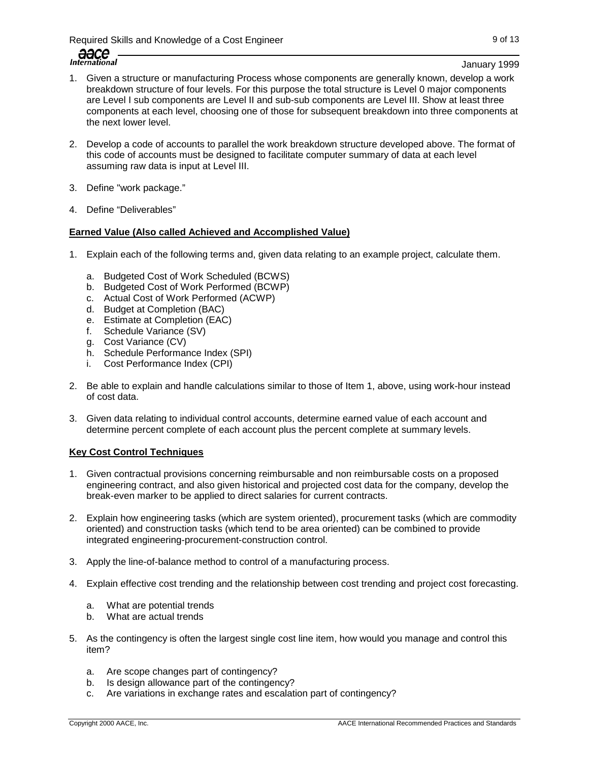1. Given a structure or manufacturing Process whose components are generally known, develop a work breakdown structure of four levels. For this purpose the total structure is Level 0 major components are Level I sub components are Level II and sub-sub components are Level III. Show at least three components at each level, choosing one of those for subsequent breakdown into three components at the next lower level.

2. Develop a code of accounts to parallel the work breakdown structure developed above. The format of this code of accounts must be designed to facilitate computer summary of data at each level assuming raw data is input at Level III.

3. Define "work package."

4. Define "Deliverables"

**Earned Value (Also called Achieved and Accomplished Value)**

1. Explain each of the following terms and, given data relating to an example project, calculate them.

   a. Budgeted Cost of Work Scheduled (BCWS)
   b. Budgeted Cost of Work Performed (BCWP)
   c. Actual Cost of Work Performed (ACWP)
   d. Budget at Completion (BAC)
   e. Estimate at Completion (EAC)
   f. Schedule Variance (SV)
   g. Cost Variance (CV)
   h. Schedule Performance Index (SPI)
   i. Cost Performance Index (CPI)

2. Be able to explain and handle calculations similar to those of Item 1, above, using work-hour instead of cost data.

3. Given data relating to individual control accounts, determine earned value of each account and determine percent complete of each account plus the percent complete at summary levels.

**Key Cost Control Techniques**

1. Given contractual provisions concerning reimbursable and non reimbursable costs on a proposed engineering contract, and also given historical and projected cost data for the company, develop the break-even marker to be applied to direct salaries for current contracts.

2. Explain how engineering tasks (which are system oriented), procurement tasks (which are commodity oriented) and construction tasks (which tend to be area oriented) can be combined to provide integrated engineering-procurement-construction control.

3. Apply the line-of-balance method to control of a manufacturing process.

4. Explain effective cost trending and the relationship between cost trending and project cost forecasting.

   a. What are potential trends
   b. What are actual trends

5. As the contingency is often the largest single cost line item, how would you manage and control this item?

   a. Are scope changes part of contingency?
   b. Is design allowance part of the contingency?
   c. Are variations in exchange rates and escalation part of contingency?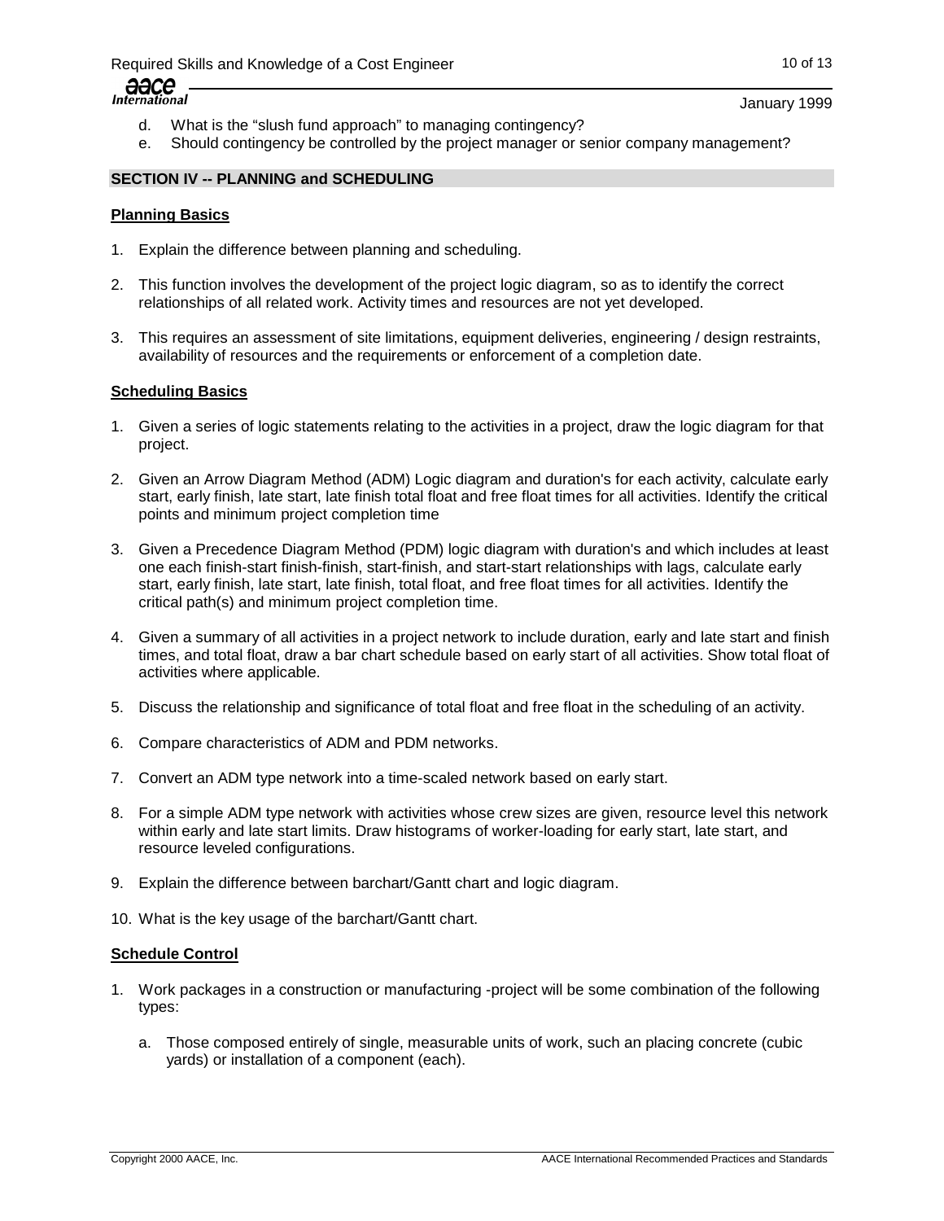d. What is the “slush fund approach” to managing contingency?
e. Should contingency be controlled by the project manager or senior company management?

## SECTION IV -- PLANNING and SCHEDULING

### Planning Basics

1. Explain the difference between planning and scheduling.

2. This function involves the development of the project logic diagram, so as to identify the correct relationships of all related work. Activity times and resources are not yet developed.

3. This requires an assessment of site limitations, equipment deliveries, engineering / design restraints, availability of resources and the requirements or enforcement of a completion date.

### Scheduling Basics

1. Given a series of logic statements relating to the activities in a project, draw the logic diagram for that project.

2. Given an Arrow Diagram Method (ADM) Logic diagram and duration's for each activity, calculate early start, early finish, late start, late finish total float and free float times for all activities. Identify the critical points and minimum project completion time

3. Given a Precedence Diagram Method (PDM) logic diagram with duration's and which includes at least one each finish-start finish-finish, start-finish, and start-start relationships with lags, calculate early start, early finish, late start, late finish, total float, and free float times for all activities. Identify the critical path(s) and minimum project completion time.

4. Given a summary of all activities in a project network to include duration, early and late start and finish times, and total float, draw a bar chart schedule based on early start of all activities. Show total float of activities where applicable.

5. Discuss the relationship and significance of total float and free float in the scheduling of an activity.

6. Compare characteristics of ADM and PDM networks.

7. Convert an ADM type network into a time-scaled network based on early start.

8. For a simple ADM type network with activities whose crew sizes are given, resource level this network within early and late start limits. Draw histograms of worker-loading for early start, late start, and resource leveled configurations.

9. Explain the difference between barchart/Gantt chart and logic diagram.

10. What is the key usage of the barchart/Gantt chart.

### Schedule Control

1. Work packages in a construction or manufacturing -project will be some combination of the following types:

   a. Those composed entirely of single, measurable units of work, such an placing concrete (cubic yards) or installation of a component (each).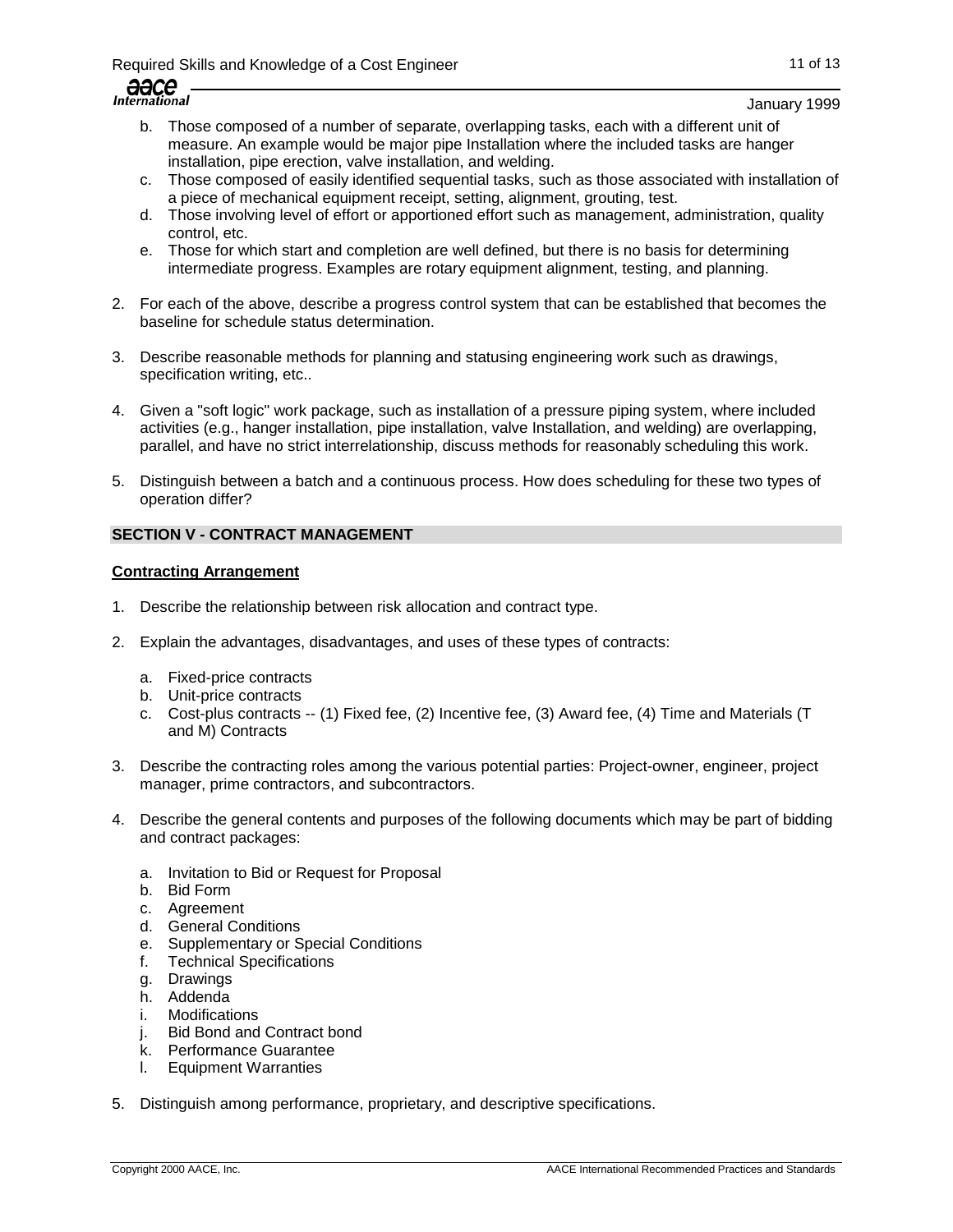b. Those composed of a number of separate, overlapping tasks, each with a different unit of measure. An example would be major pipe Installation where the included tasks are hanger installation, pipe erection, valve installation, and welding.
c. Those composed of easily identified sequential tasks, such as those associated with installation of a piece of mechanical equipment receipt, setting, alignment, grouting, test.
d. Those involving level of effort or apportioned effort such as management, administration, quality control, etc.
e. Those for which start and completion are well defined, but there is no basis for determining intermediate progress. Examples are rotary equipment alignment, testing, and planning.

2. For each of the above, describe a progress control system that can be established that becomes the baseline for schedule status determination.

3. Describe reasonable methods for planning and statusing engineering work such as drawings, specification writing, etc..

4. Given a "soft logic" work package, such as installation of a pressure piping system, where included activities (e.g., hanger installation, pipe installation, valve Installation, and welding) are overlapping, parallel, and have no strict interrelationship, discuss methods for reasonably scheduling this work.

5. Distinguish between a batch and a continuous process. How does scheduling for these two types of operation differ?

## SECTION V - CONTRACT MANAGEMENT

### Contracting Arrangement

1. Describe the relationship between risk allocation and contract type.

2. Explain the advantages, disadvantages, and uses of these types of contracts:

   a. Fixed-price contracts
   b. Unit-price contracts
   c. Cost-plus contracts -- (1) Fixed fee, (2) Incentive fee, (3) Award fee, (4) Time and Materials (T and M) Contracts

3. Describe the contracting roles among the various potential parties: Project-owner, engineer, project manager, prime contractors, and subcontractors.

4. Describe the general contents and purposes of the following documents which may be part of bidding and contract packages:

   a. Invitation to Bid or Request for Proposal
   b. Bid Form
   c. Agreement
   d. General Conditions
   e. Supplementary or Special Conditions
   f. Technical Specifications
   g. Drawings
   h. Addenda
   i. Modifications
   j. Bid Bond and Contract bond
   k. Performance Guarantee
   l. Equipment Warranties

5. Distinguish among performance, proprietary, and descriptive specifications.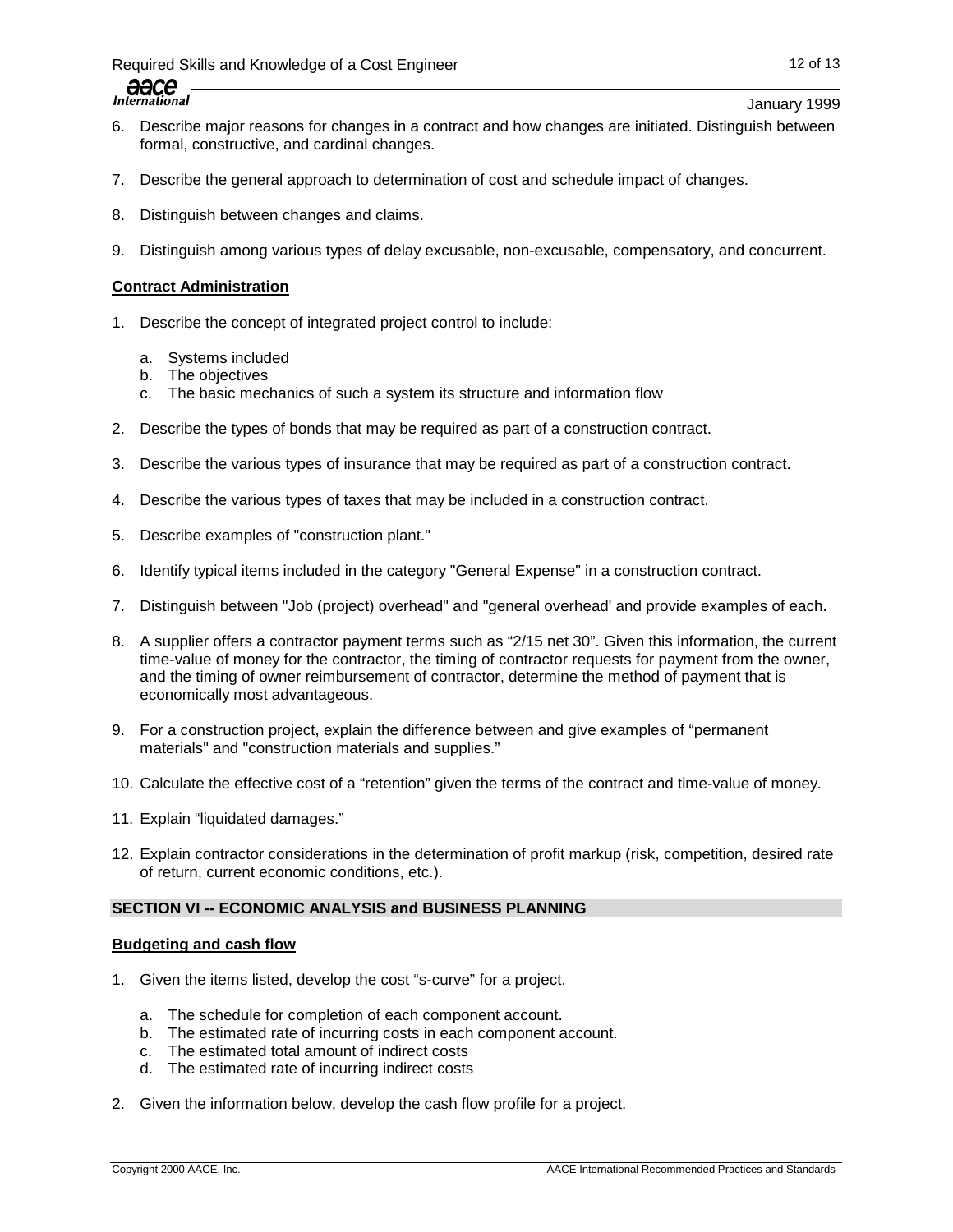6. Describe major reasons for changes in a contract and how changes are initiated. Distinguish between formal, constructive, and cardinal changes.

7. Describe the general approach to determination of cost and schedule impact of changes.

8. Distinguish between changes and claims.

9. Distinguish among various types of delay excusable, non-excusable, compensatory, and concurrent.

**Contract Administration**

1. Describe the concept of integrated project control to include:

    a. Systems included
    b. The objectives
    c. The basic mechanics of such a system its structure and information flow

2. Describe the types of bonds that may be required as part of a construction contract.

3. Describe the various types of insurance that may be required as part of a construction contract.

4. Describe the various types of taxes that may be included in a construction contract.

5. Describe examples of "construction plant."

6. Identify typical items included in the category "General Expense" in a construction contract.

7. Distinguish between "Job (project) overhead" and "general overhead' and provide examples of each.

8. A supplier offers a contractor payment terms such as "2/15 net 30". Given this information, the current time-value of money for the contractor, the timing of contractor requests for payment from the owner, and the timing of owner reimbursement of contractor, determine the method of payment that is economically most advantageous.

9. For a construction project, explain the difference between and give examples of "permanent materials" and "construction materials and supplies."

10. Calculate the effective cost of a "retention" given the terms of the contract and time-value of money.

11. Explain "liquidated damages."

12. Explain contractor considerations in the determination of profit markup (risk, competition, desired rate of return, current economic conditions, etc.).

## SECTION VI -- ECONOMIC ANALYSIS and BUSINESS PLANNING

**Budgeting and cash flow**

1. Given the items listed, develop the cost "s-curve" for a project.

    a. The schedule for completion of each component account.
    b. The estimated rate of incurring costs in each component account.
    c. The estimated total amount of indirect costs
    d. The estimated rate of incurring indirect costs

2. Given the information below, develop the cash flow profile for a project.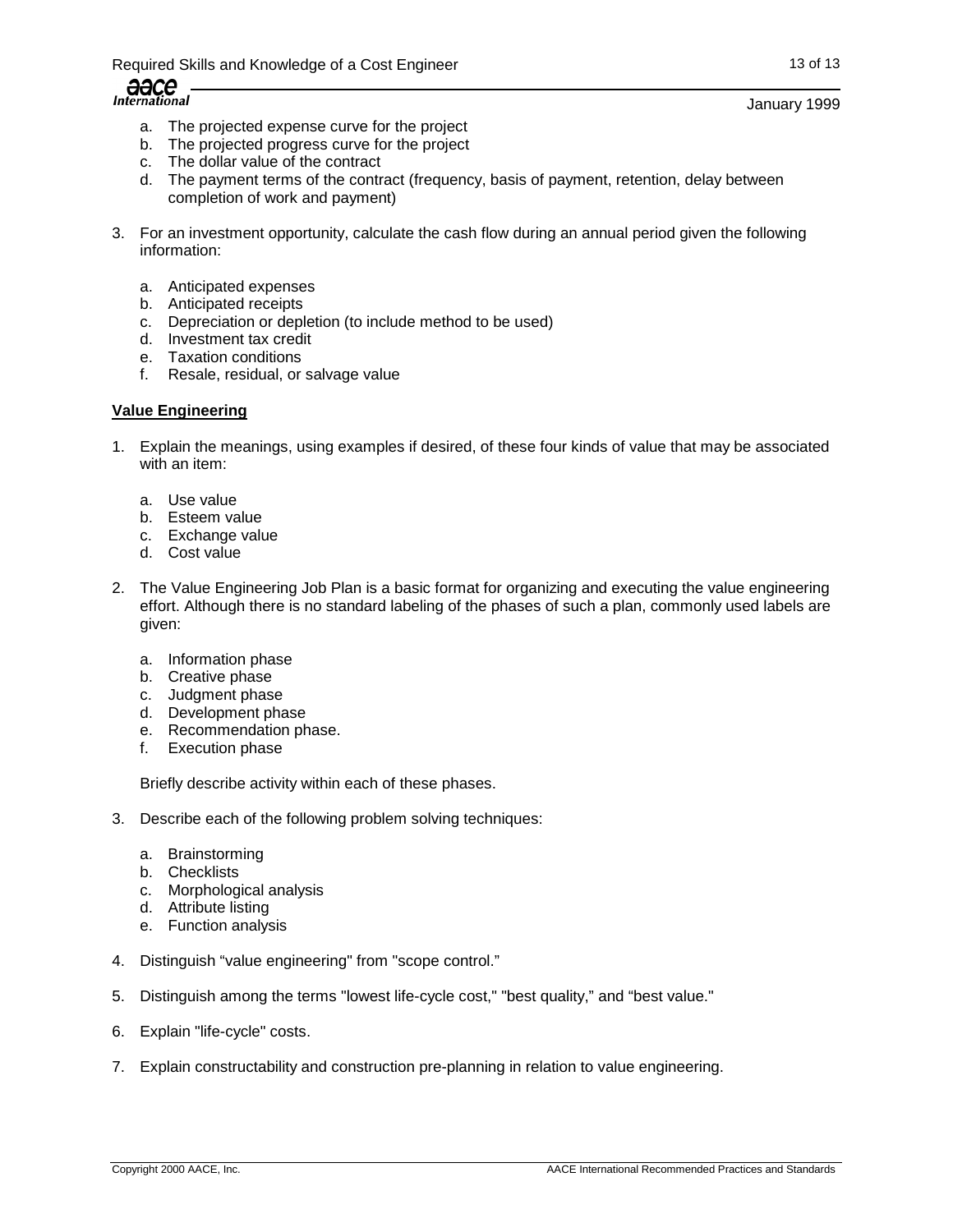a. The projected expense curve for the project
   b. The projected progress curve for the project
   c. The dollar value of the contract
   d. The payment terms of the contract (frequency, basis of payment, retention, delay between completion of work and payment)

3. For an investment opportunity, calculate the cash flow during an annual period given the following information:

   a. Anticipated expenses
   b. Anticipated receipts
   c. Depreciation or depletion (to include method to be used)
   d. Investment tax credit
   e. Taxation conditions
   f. Resale, residual, or salvage value

**Value Engineering**

1. Explain the meanings, using examples if desired, of these four kinds of value that may be associated with an item:

   a. Use value
   b. Esteem value
   c. Exchange value
   d. Cost value

2. The Value Engineering Job Plan is a basic format for organizing and executing the value engineering effort. Although there is no standard labeling of the phases of such a plan, commonly used labels are given:

   a. Information phase
   b. Creative phase
   c. Judgment phase
   d. Development phase
   e. Recommendation phase.
   f. Execution phase

   Briefly describe activity within each of these phases.

3. Describe each of the following problem solving techniques:

   a. Brainstorming
   b. Checklists
   c. Morphological analysis
   d. Attribute listing
   e. Function analysis

4. Distinguish "value engineering" from "scope control."

5. Distinguish among the terms "lowest life-cycle cost," "best quality," and "best value."

6. Explain "life-cycle" costs.

7. Explain constructability and construction pre-planning in relation to value engineering.